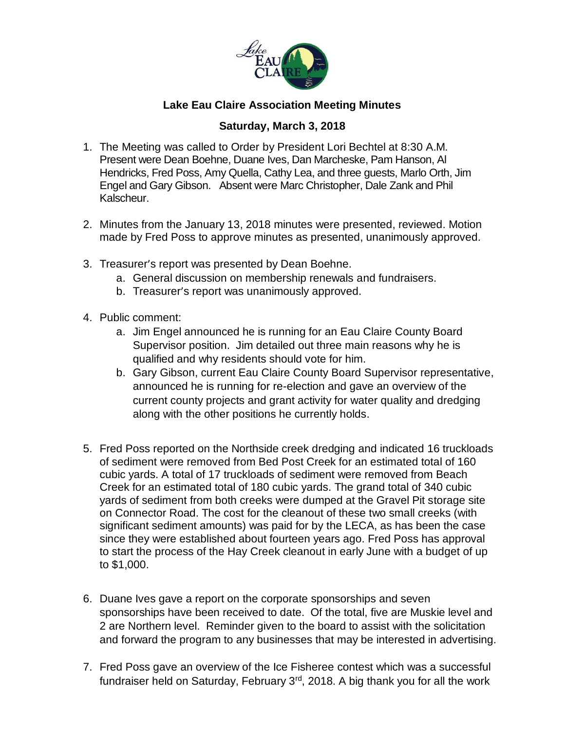# Lake Eau Claire Association Meeting Minutes

## Saturday, March 3, 2018

1. The Meeting was called to Order by President Lori Bechtel at 8:30 A.M. Present were Dean Boehne, Duane Ives, Dan Marcheske, Pam Hanson, Al Hendricks, Fred Poss, Amy Quella, Cathy Lea, and three guests, Marlo Orth, Jim Engel and Gary Gibson. Absent were Marc Christopher, Dale Zank and Phil Kalscheur.

2. Minutes from the January 13, 2018 minutes were presented, reviewed. Motion made by Fred Poss to approve minutes as presented, unanimously approved.

3. Treasurer's report was presented by Dean Boehne.
   a. General discussion on membership renewals and fundraisers.
   b. Treasurer's report was unanimously approved.

4. Public comment:
   a. Jim Engel announced he is running for an Eau Claire County Board Supervisor position. Jim detailed out three main reasons why he is qualified and why residents should vote for him.
   b. Gary Gibson, current Eau Claire County Board Supervisor representative, announced he is running for re-election and gave an overview of the current county projects and grant activity for water quality and dredging along with the other positions he currently holds.

5. Fred Poss reported on the Northside creek dredging and indicated 16 truckloads of sediment were removed from Bed Post Creek for an estimated total of 160 cubic yards. A total of 17 truckloads of sediment were removed from Beach Creek for an estimated total of 180 cubic yards. The grand total of 340 cubic yards of sediment from both creeks were dumped at the Gravel Pit storage site on Connector Road. The cost for the cleanout of these two small creeks (with significant sediment amounts) was paid for by the LECA, as has been the case since they were established about fourteen years ago. Fred Poss has approval to start the process of the Hay Creek cleanout in early June with a budget of up to $1,000.

6. Duane Ives gave a report on the corporate sponsorships and seven sponsorships have been received to date. Of the total, five are Muskie level and 2 are Northern level. Reminder given to the board to assist with the solicitation and forward the program to any businesses that may be interested in advertising.

7. Fred Poss gave an overview of the Ice Fisheree contest which was a successful fundraiser held on Saturday, February 3rd, 2018. A big thank you for all the work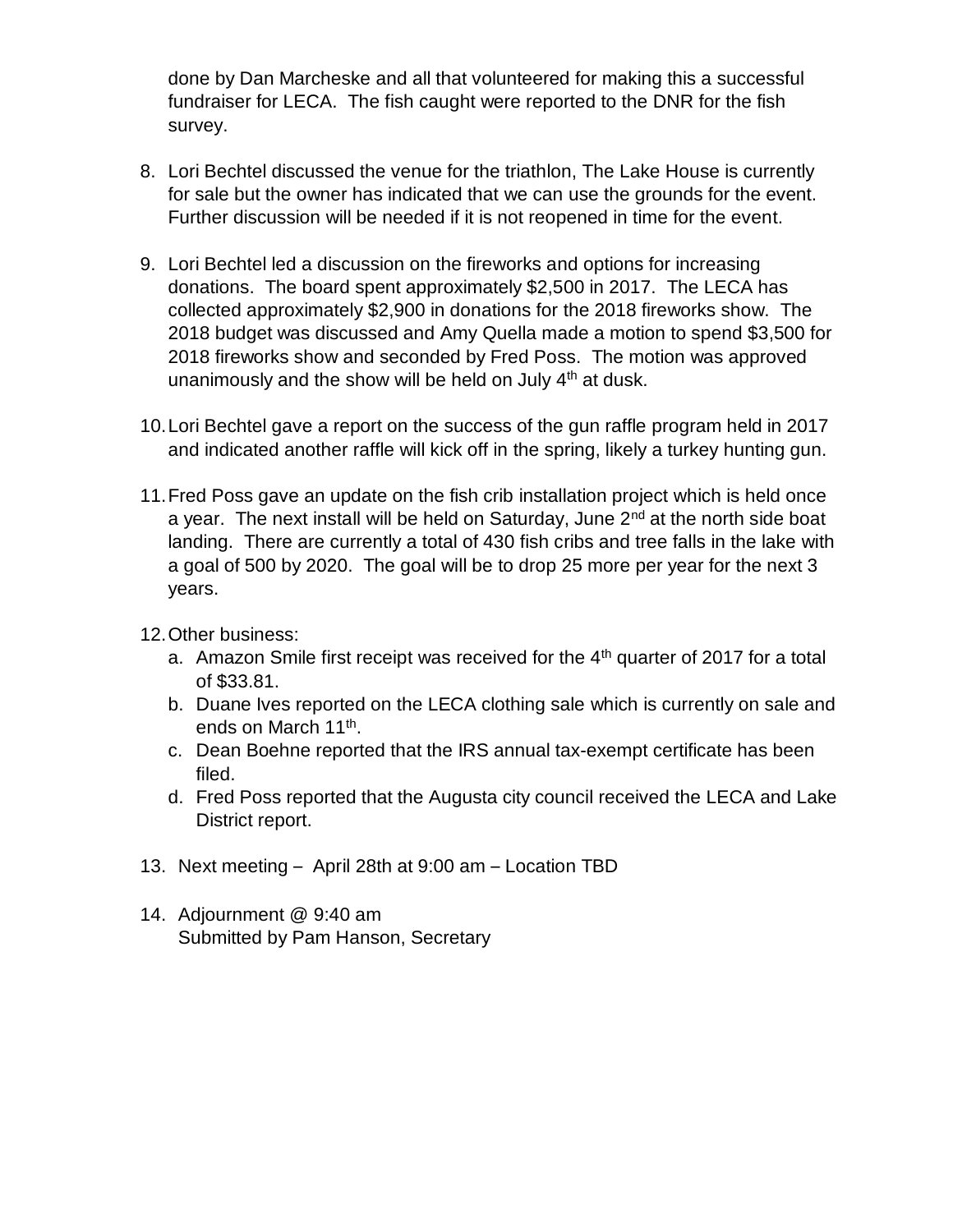done by Dan Marcheske and all that volunteered for making this a successful fundraiser for LECA. The fish caught were reported to the DNR for the fish survey.

8. Lori Bechtel discussed the venue for the triathlon, The Lake House is currently for sale but the owner has indicated that we can use the grounds for the event. Further discussion will be needed if it is not reopened in time for the event.

9. Lori Bechtel led a discussion on the fireworks and options for increasing donations. The board spent approximately $2,500 in 2017. The LECA has collected approximately $2,900 in donations for the 2018 fireworks show. The 2018 budget was discussed and Amy Quella made a motion to spend $3,500 for 2018 fireworks show and seconded by Fred Poss. The motion was approved unanimously and the show will be held on July 4th at dusk.

10. Lori Bechtel gave a report on the success of the gun raffle program held in 2017 and indicated another raffle will kick off in the spring, likely a turkey hunting gun.

11. Fred Poss gave an update on the fish crib installation project which is held once a year. The next install will be held on Saturday, June 2nd at the north side boat landing. There are currently a total of 430 fish cribs and tree falls in the lake with a goal of 500 by 2020. The goal will be to drop 25 more per year for the next 3 years.

12. Other business:
    a. Amazon Smile first receipt was received for the 4th quarter of 2017 for a total of $33.81.
    b. Duane Ives reported on the LECA clothing sale which is currently on sale and ends on March 11th.
    c. Dean Boehne reported that the IRS annual tax-exempt certificate has been filed.
    d. Fred Poss reported that the Augusta city council received the LECA and Lake District report.

13. Next meeting – April 28th at 9:00 am – Location TBD

14. Adjournment @ 9:40 am
    Submitted by Pam Hanson, Secretary